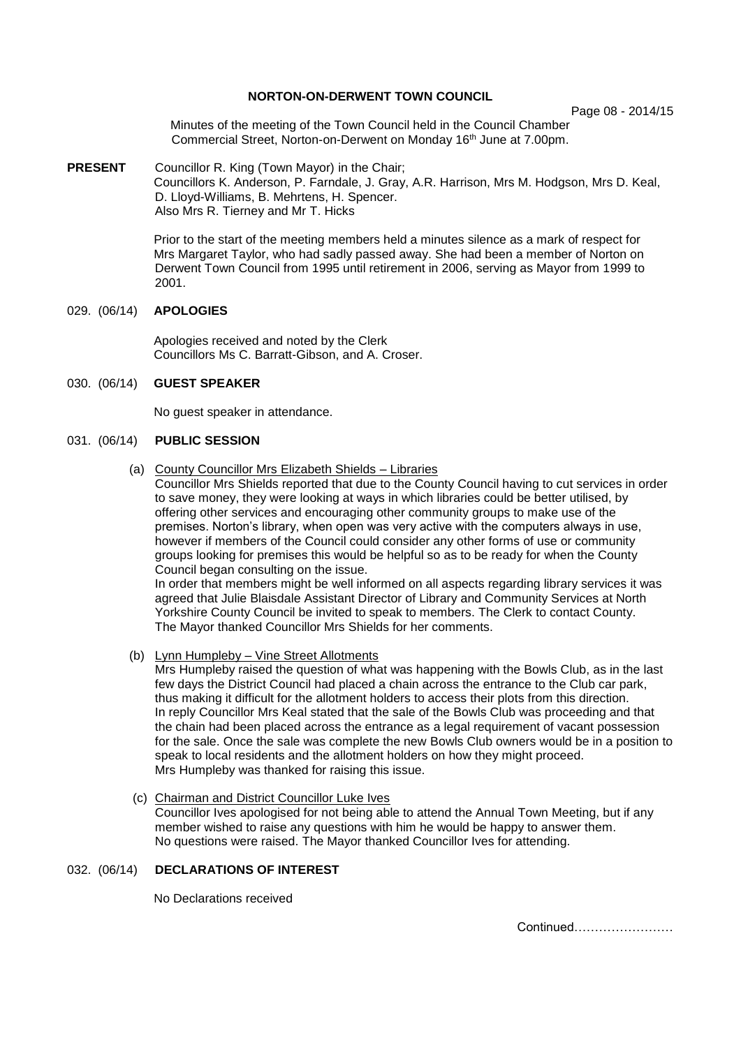# NORTON-ON-DERWENT TOWN COUNCIL

Page 08 - 2014/15

Minutes of the meeting of the Town Council held in the Council Chamber Commercial Street, Norton-on-Derwent on Monday 16th June at 7.00pm.

**PRESENT** Councillor R. King (Town Mayor) in the Chair;
Councillors K. Anderson, P. Farndale, J. Gray, A.R. Harrison, Mrs M. Hodgson, Mrs D. Keal, D. Lloyd-Williams, B. Mehrtens, H. Spencer.
Also Mrs R. Tierney and Mr T. Hicks

Prior to the start of the meeting members held a minutes silence as a mark of respect for Mrs Margaret Taylor, who had sadly passed away. She had been a member of Norton on Derwent Town Council from 1995 until retirement in 2006, serving as Mayor from 1999 to 2001.

## 029. (06/14) APOLOGIES

Apologies received and noted by the Clerk
Councillors Ms C. Barratt-Gibson, and A. Croser.

## 030. (06/14) GUEST SPEAKER

No guest speaker in attendance.

## 031. (06/14) PUBLIC SESSION

(a) County Councillor Mrs Elizabeth Shields – Libraries

Councillor Mrs Shields reported that due to the County Council having to cut services in order to save money, they were looking at ways in which libraries could be better utilised, by offering other services and encouraging other community groups to make use of the premises. Norton's library, when open was very active with the computers always in use, however if members of the Council could consider any other forms of use or community groups looking for premises this would be helpful so as to be ready for when the County Council began consulting on the issue.

In order that members might be well informed on all aspects regarding library services it was agreed that Julie Blaisdale Assistant Director of Library and Community Services at North Yorkshire County Council be invited to speak to members. The Clerk to contact County. The Mayor thanked Councillor Mrs Shields for her comments.

(b) Lynn Humpleby – Vine Street Allotments

Mrs Humpleby raised the question of what was happening with the Bowls Club, as in the last few days the District Council had placed a chain across the entrance to the Club car park, thus making it difficult for the allotment holders to access their plots from this direction. In reply Councillor Mrs Keal stated that the sale of the Bowls Club was proceeding and that the chain had been placed across the entrance as a legal requirement of vacant possession for the sale. Once the sale was complete the new Bowls Club owners would be in a position to speak to local residents and the allotment holders on how they might proceed. Mrs Humpleby was thanked for raising this issue.

(c) Chairman and District Councillor Luke Ives

Councillor Ives apologised for not being able to attend the Annual Town Meeting, but if any member wished to raise any questions with him he would be happy to answer them. No questions were raised. The Mayor thanked Councillor Ives for attending.

## 032. (06/14) DECLARATIONS OF INTEREST

No Declarations received

Continued……………………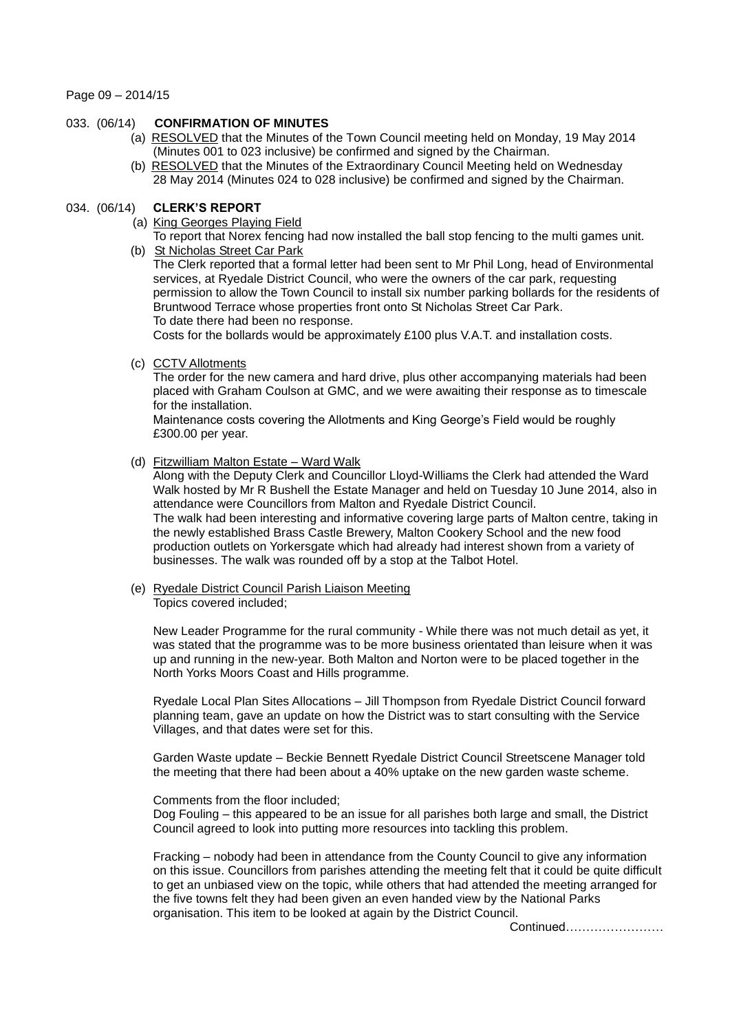Page 09 – 2014/15

## 033. (06/14) CONFIRMATION OF MINUTES

(a) RESOLVED that the Minutes of the Town Council meeting held on Monday, 19 May 2014 (Minutes 001 to 023 inclusive) be confirmed and signed by the Chairman.

(b) RESOLVED that the Minutes of the Extraordinary Council Meeting held on Wednesday 28 May 2014 (Minutes 024 to 028 inclusive) be confirmed and signed by the Chairman.

## 034. (06/14) CLERK'S REPORT

(a) King Georges Playing Field

To report that Norex fencing had now installed the ball stop fencing to the multi games unit.

(b) St Nicholas Street Car Park

The Clerk reported that a formal letter had been sent to Mr Phil Long, head of Environmental services, at Ryedale District Council, who were the owners of the car park, requesting permission to allow the Town Council to install six number parking bollards for the residents of Bruntwood Terrace whose properties front onto St Nicholas Street Car Park.
To date there had been no response.
Costs for the bollards would be approximately £100 plus V.A.T. and installation costs.

(c) CCTV Allotments

The order for the new camera and hard drive, plus other accompanying materials had been placed with Graham Coulson at GMC, and we were awaiting their response as to timescale for the installation.
Maintenance costs covering the Allotments and King George's Field would be roughly £300.00 per year.

(d) Fitzwilliam Malton Estate – Ward Walk

Along with the Deputy Clerk and Councillor Lloyd-Williams the Clerk had attended the Ward Walk hosted by Mr R Bushell the Estate Manager and held on Tuesday 10 June 2014, also in attendance were Councillors from Malton and Ryedale District Council.
The walk had been interesting and informative covering large parts of Malton centre, taking in the newly established Brass Castle Brewery, Malton Cookery School and the new food production outlets on Yorkersgate which had already had interest shown from a variety of businesses. The walk was rounded off by a stop at the Talbot Hotel.

(e) Ryedale District Council Parish Liaison Meeting

Topics covered included;

New Leader Programme for the rural community - While there was not much detail as yet, it was stated that the programme was to be more business orientated than leisure when it was up and running in the new-year. Both Malton and Norton were to be placed together in the North Yorks Moors Coast and Hills programme.

Ryedale Local Plan Sites Allocations – Jill Thompson from Ryedale District Council forward planning team, gave an update on how the District was to start consulting with the Service Villages, and that dates were set for this.

Garden Waste update – Beckie Bennett Ryedale District Council Streetscene Manager told the meeting that there had been about a 40% uptake on the new garden waste scheme.

Comments from the floor included;

Dog Fouling – this appeared to be an issue for all parishes both large and small, the District Council agreed to look into putting more resources into tackling this problem.

Fracking – nobody had been in attendance from the County Council to give any information on this issue. Councillors from parishes attending the meeting felt that it could be quite difficult to get an unbiased view on the topic, while others that had attended the meeting arranged for the five towns felt they had been given an even handed view by the National Parks organisation. This item to be looked at again by the District Council.

Continued……………………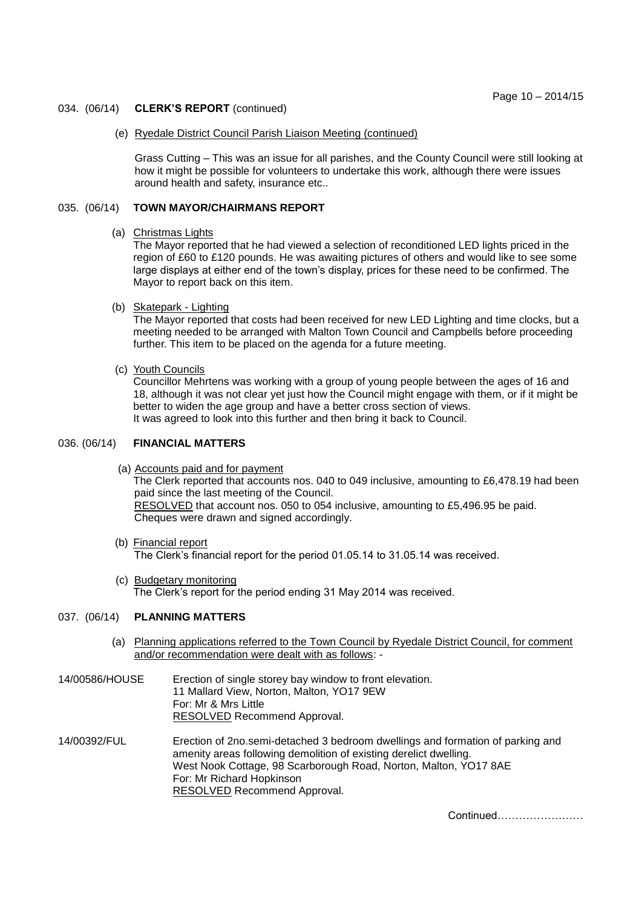034. (06/14) **CLERK'S REPORT** (continued)

(e) Ryedale District Council Parish Liaison Meeting (continued)

Grass Cutting – This was an issue for all parishes, and the County Council were still looking at how it might be possible for volunteers to undertake this work, although there were issues around health and safety, insurance etc..

035. (06/14) **TOWN MAYOR/CHAIRMANS REPORT**

(a) Christmas Lights

The Mayor reported that he had viewed a selection of reconditioned LED lights priced in the region of £60 to £120 pounds. He was awaiting pictures of others and would like to see some large displays at either end of the town's display, prices for these need to be confirmed. The Mayor to report back on this item.

(b) Skatepark - Lighting

The Mayor reported that costs had been received for new LED Lighting and time clocks, but a meeting needed to be arranged with Malton Town Council and Campbells before proceeding further. This item to be placed on the agenda for a future meeting.

(c) Youth Councils

Councillor Mehrtens was working with a group of young people between the ages of 16 and 18, although it was not clear yet just how the Council might engage with them, or if it might be better to widen the age group and have a better cross section of views.
It was agreed to look into this further and then bring it back to Council.

036. (06/14) **FINANCIAL MATTERS**

(a) Accounts paid and for payment

The Clerk reported that accounts nos. 040 to 049 inclusive, amounting to £6,478.19 had been paid since the last meeting of the Council.
RESOLVED that account nos. 050 to 054 inclusive, amounting to £5,496.95 be paid.
Cheques were drawn and signed accordingly.

(b) Financial report

The Clerk's financial report for the period 01.05.14 to 31.05.14 was received.

(c) Budgetary monitoring

The Clerk's report for the period ending 31 May 2014 was received.

037. (06/14) **PLANNING MATTERS**

(a) Planning applications referred to the Town Council by Ryedale District Council, for comment and/or recommendation were dealt with as follows: -

14/00586/HOUSE
Erection of single storey bay window to front elevation.
11 Mallard View, Norton, Malton, YO17 9EW
For: Mr & Mrs Little
RESOLVED Recommend Approval.

14/00392/FUL
Erection of 2no.semi-detached 3 bedroom dwellings and formation of parking and amenity areas following demolition of existing derelict dwelling.
West Nook Cottage, 98 Scarborough Road, Norton, Malton, YO17 8AE
For: Mr Richard Hopkinson
RESOLVED Recommend Approval.

Continued……………………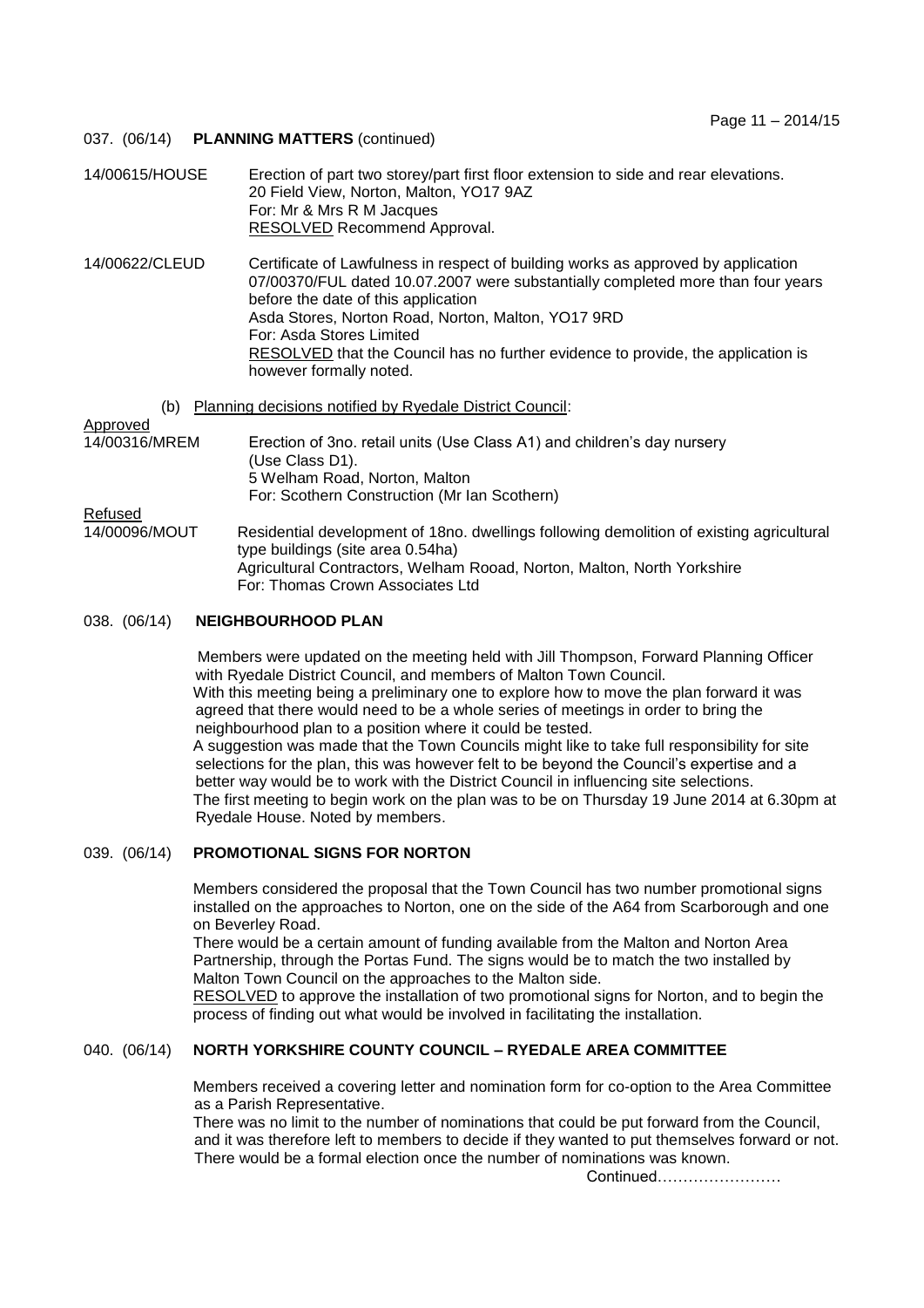## 037. (06/14) **PLANNING MATTERS** (continued)

14/00615/HOUSE — Erection of part two storey/part first floor extension to side and rear elevations.
20 Field View, Norton, Malton, YO17 9AZ
For: Mr & Mrs R M Jacques
RESOLVED Recommend Approval.

14/00622/CLEUD — Certificate of Lawfulness in respect of building works as approved by application 07/00370/FUL dated 10.07.2007 were substantially completed more than four years before the date of this application
Asda Stores, Norton Road, Norton, Malton, YO17 9RD
For: Asda Stores Limited
RESOLVED that the Council has no further evidence to provide, the application is however formally noted.

(b) Planning decisions notified by Ryedale District Council:

Approved

14/00316/MREM — Erection of 3no. retail units (Use Class A1) and children's day nursery (Use Class D1).
5 Welham Road, Norton, Malton
For: Scothern Construction (Mr Ian Scothern)

Refused

14/00096/MOUT — Residential development of 18no. dwellings following demolition of existing agricultural type buildings (site area 0.54ha)
Agricultural Contractors, Welham Rooad, Norton, Malton, North Yorkshire
For: Thomas Crown Associates Ltd

## 038. (06/14) **NEIGHBOURHOOD PLAN**

Members were updated on the meeting held with Jill Thompson, Forward Planning Officer with Ryedale District Council, and members of Malton Town Council.
With this meeting being a preliminary one to explore how to move the plan forward it was agreed that there would need to be a whole series of meetings in order to bring the neighbourhood plan to a position where it could be tested.
A suggestion was made that the Town Councils might like to take full responsibility for site selections for the plan, this was however felt to be beyond the Council's expertise and a better way would be to work with the District Council in influencing site selections.
The first meeting to begin work on the plan was to be on Thursday 19 June 2014 at 6.30pm at Ryedale House. Noted by members.

## 039. (06/14) **PROMOTIONAL SIGNS FOR NORTON**

Members considered the proposal that the Town Council has two number promotional signs installed on the approaches to Norton, one on the side of the A64 from Scarborough and one on Beverley Road.
There would be a certain amount of funding available from the Malton and Norton Area Partnership, through the Portas Fund. The signs would be to match the two installed by Malton Town Council on the approaches to the Malton side.
RESOLVED to approve the installation of two promotional signs for Norton, and to begin the process of finding out what would be involved in facilitating the installation.

## 040. (06/14) **NORTH YORKSHIRE COUNTY COUNCIL – RYEDALE AREA COMMITTEE**

Members received a covering letter and nomination form for co-option to the Area Committee as a Parish Representative.
There was no limit to the number of nominations that could be put forward from the Council, and it was therefore left to members to decide if they wanted to put themselves forward or not. There would be a formal election once the number of nominations was known.

Continued……………………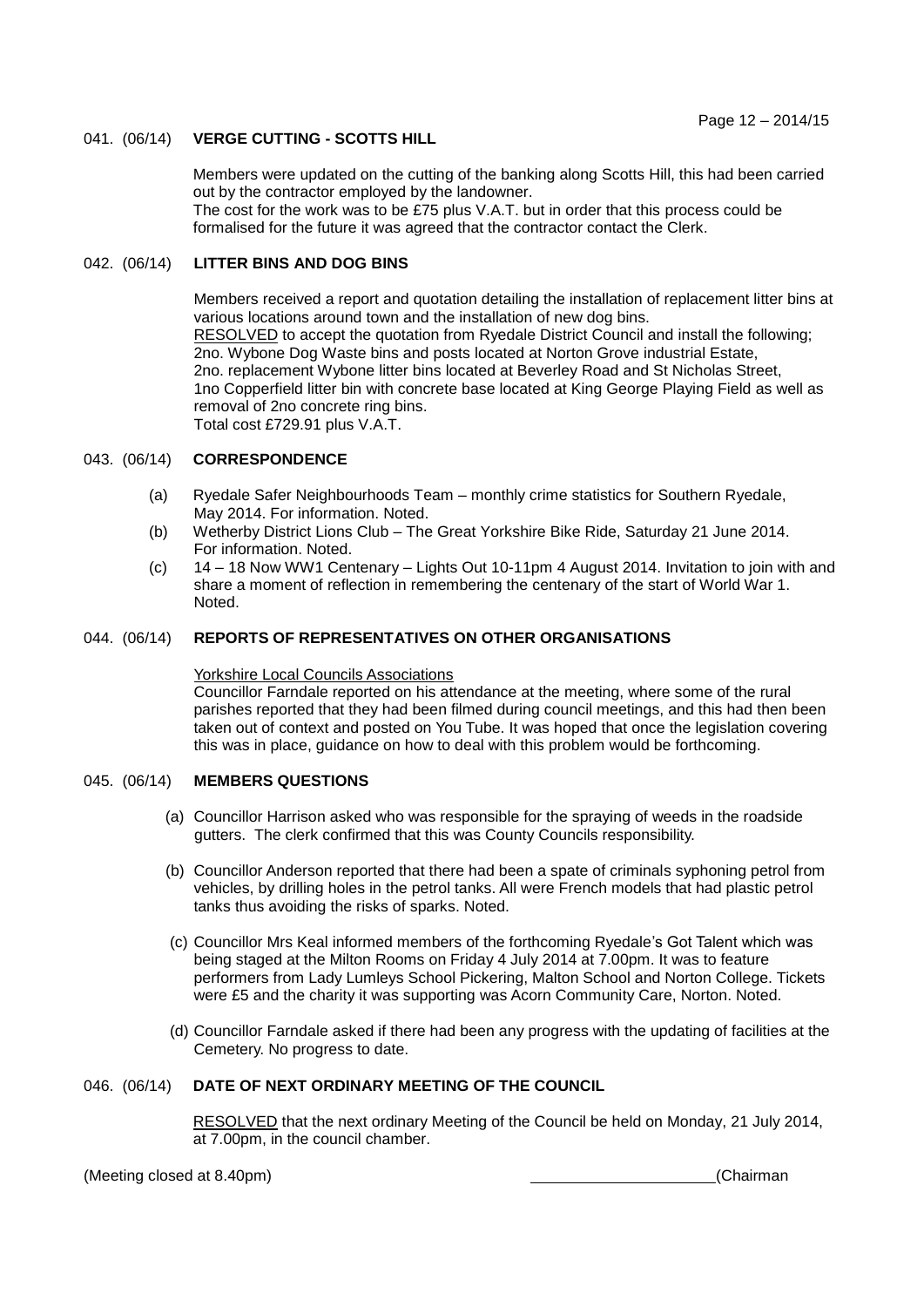041. (06/14) **VERGE CUTTING - SCOTTS HILL**

Members were updated on the cutting of the banking along Scotts Hill, this had been carried out by the contractor employed by the landowner.
The cost for the work was to be £75 plus V.A.T. but in order that this process could be formalised for the future it was agreed that the contractor contact the Clerk.

042. (06/14) **LITTER BINS AND DOG BINS**

Members received a report and quotation detailing the installation of replacement litter bins at various locations around town and the installation of new dog bins.
RESOLVED to accept the quotation from Ryedale District Council and install the following;
2no. Wybone Dog Waste bins and posts located at Norton Grove industrial Estate,
2no. replacement Wybone litter bins located at Beverley Road and St Nicholas Street,
1no Copperfield litter bin with concrete base located at King George Playing Field as well as removal of 2no concrete ring bins.
Total cost £729.91 plus V.A.T.

043. (06/14) **CORRESPONDENCE**

(a) Ryedale Safer Neighbourhoods Team – monthly crime statistics for Southern Ryedale, May 2014. For information. Noted.
(b) Wetherby District Lions Club – The Great Yorkshire Bike Ride, Saturday 21 June 2014. For information. Noted.
(c) 14 – 18 Now WW1 Centenary – Lights Out 10-11pm 4 August 2014. Invitation to join with and share a moment of reflection in remembering the centenary of the start of World War 1. Noted.

044. (06/14) **REPORTS OF REPRESENTATIVES ON OTHER ORGANISATIONS**

Yorkshire Local Councils Associations
Councillor Farndale reported on his attendance at the meeting, where some of the rural parishes reported that they had been filmed during council meetings, and this had then been taken out of context and posted on You Tube. It was hoped that once the legislation covering this was in place, guidance on how to deal with this problem would be forthcoming.

045. (06/14) **MEMBERS QUESTIONS**

(a) Councillor Harrison asked who was responsible for the spraying of weeds in the roadside gutters. The clerk confirmed that this was County Councils responsibility.

(b) Councillor Anderson reported that there had been a spate of criminals syphoning petrol from vehicles, by drilling holes in the petrol tanks. All were French models that had plastic petrol tanks thus avoiding the risks of sparks. Noted.

(c) Councillor Mrs Keal informed members of the forthcoming Ryedale's Got Talent which was being staged at the Milton Rooms on Friday 4 July 2014 at 7.00pm. It was to feature performers from Lady Lumleys School Pickering, Malton School and Norton College. Tickets were £5 and the charity it was supporting was Acorn Community Care, Norton. Noted.

(d) Councillor Farndale asked if there had been any progress with the updating of facilities at the Cemetery. No progress to date.

046. (06/14) **DATE OF NEXT ORDINARY MEETING OF THE COUNCIL**

RESOLVED that the next ordinary Meeting of the Council be held on Monday, 21 July 2014, at 7.00pm, in the council chamber.

(Meeting closed at 8.40pm) ______________________(Chairman